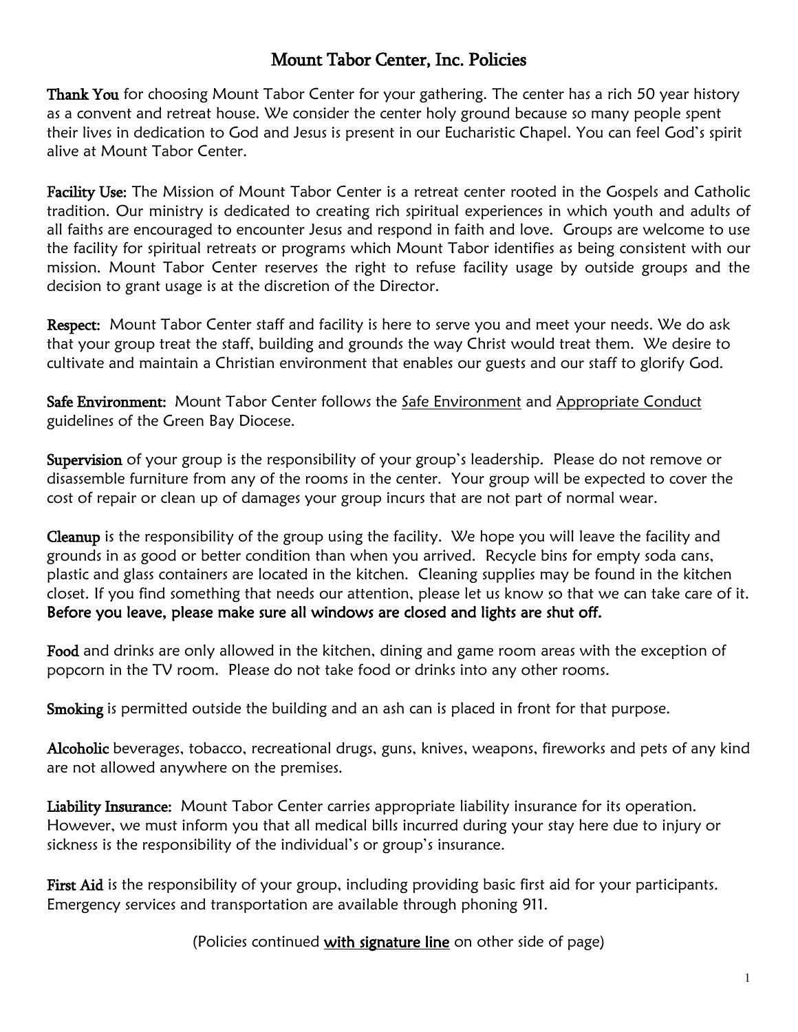# Mount Tabor Center, Inc. Policies

**Thank You** for choosing Mount Tabor Center for your gathering. The center has a rich 50 year history as a convent and retreat house. We consider the center holy ground because so many people spent their lives in dedication to God and Jesus is present in our Eucharistic Chapel. You can feel God's spirit alive at Mount Tabor Center.

**Facility Use:** The Mission of Mount Tabor Center is a retreat center rooted in the Gospels and Catholic tradition. Our ministry is dedicated to creating rich spiritual experiences in which youth and adults of all faiths are encouraged to encounter Jesus and respond in faith and love. Groups are welcome to use the facility for spiritual retreats or programs which Mount Tabor identifies as being consistent with our mission. Mount Tabor Center reserves the right to refuse facility usage by outside groups and the decision to grant usage is at the discretion of the Director.

**Respect:** Mount Tabor Center staff and facility is here to serve you and meet your needs. We do ask that your group treat the staff, building and grounds the way Christ would treat them. We desire to cultivate and maintain a Christian environment that enables our guests and our staff to glorify God.

**Safe Environment:** Mount Tabor Center follows the Safe Environment and Appropriate Conduct guidelines of the Green Bay Diocese.

**Supervision** of your group is the responsibility of your group's leadership. Please do not remove or disassemble furniture from any of the rooms in the center. Your group will be expected to cover the cost of repair or clean up of damages your group incurs that are not part of normal wear.

**Cleanup** is the responsibility of the group using the facility. We hope you will leave the facility and grounds in as good or better condition than when you arrived. Recycle bins for empty soda cans, plastic and glass containers are located in the kitchen. Cleaning supplies may be found in the kitchen closet. If you find something that needs our attention, please let us know so that we can take care of it. **Before you leave, please make sure all windows are closed and lights are shut off.**

**Food** and drinks are only allowed in the kitchen, dining and game room areas with the exception of popcorn in the TV room. Please do not take food or drinks into any other rooms.

**Smoking** is permitted outside the building and an ash can is placed in front for that purpose.

**Alcoholic** beverages, tobacco, recreational drugs, guns, knives, weapons, fireworks and pets of any kind are not allowed anywhere on the premises.

**Liability Insurance:** Mount Tabor Center carries appropriate liability insurance for its operation. However, we must inform you that all medical bills incurred during your stay here due to injury or sickness is the responsibility of the individual's or group's insurance.

**First Aid** is the responsibility of your group, including providing basic first aid for your participants. Emergency services and transportation are available through phoning 911.

(Policies continued with signature line on other side of page)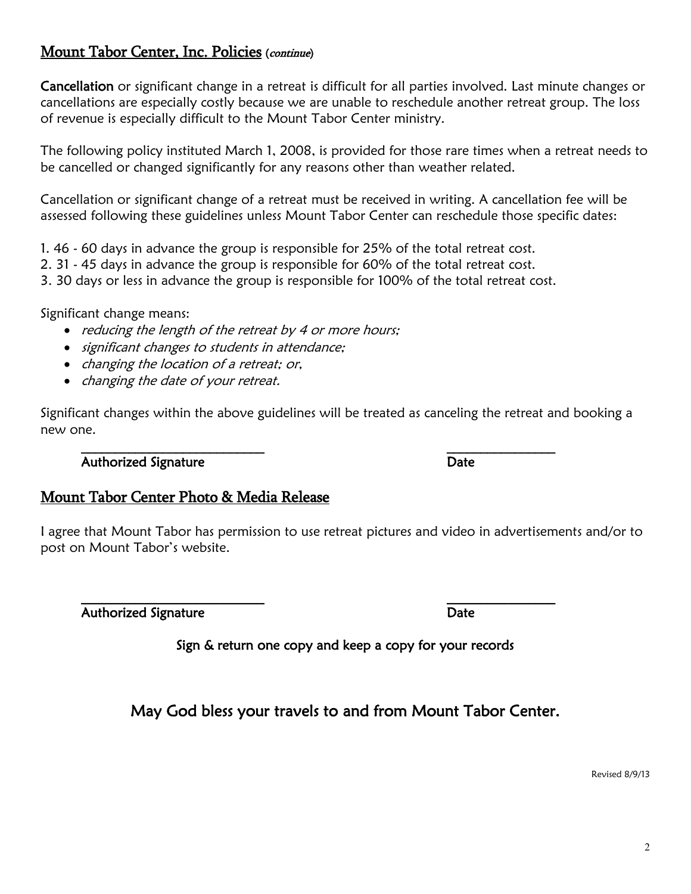## Mount Tabor Center, Inc. Policies (*continue*)

**Cancellation** or significant change in a retreat is difficult for all parties involved. Last minute changes or cancellations are especially costly because we are unable to reschedule another retreat group. The loss of revenue is especially difficult to the Mount Tabor Center ministry.

The following policy instituted March 1, 2008, is provided for those rare times when a retreat needs to be cancelled or changed significantly for any reasons other than weather related.

Cancellation or significant change of a retreat must be received in writing. A cancellation fee will be assessed following these guidelines unless Mount Tabor Center can reschedule those specific dates:

1. 46 - 60 days in advance the group is responsible for 25% of the total retreat cost.
2. 31 - 45 days in advance the group is responsible for 60% of the total retreat cost.
3. 30 days or less in advance the group is responsible for 100% of the total retreat cost.

Significant change means:

- *reducing the length of the retreat by 4 or more hours;*
- *significant changes to students in attendance;*
- *changing the location of a retreat; or,*
- *changing the date of your retreat.*

Significant changes within the above guidelines will be treated as canceling the retreat and booking a new one.

\_\_\_\_\_\_\_\_\_\_\_\_\_\_\_\_\_\_\_\_\_\_\_\_\_\_\_\_ \_\_\_\_\_\_\_\_\_\_\_\_\_\_\_\_\_\_

Authorized Signature Date

## Mount Tabor Center Photo & Media Release

I agree that Mount Tabor has permission to use retreat pictures and video in advertisements and/or to post on Mount Tabor's website.

\_\_\_\_\_\_\_\_\_\_\_\_\_\_\_\_\_\_\_\_\_\_\_\_\_\_\_\_ \_\_\_\_\_\_\_\_\_\_\_\_\_\_\_\_\_\_

Authorized Signature Date

**Sign & return one copy and keep a copy for your records**

May God bless your travels to and from Mount Tabor Center.

Revised 8/9/13